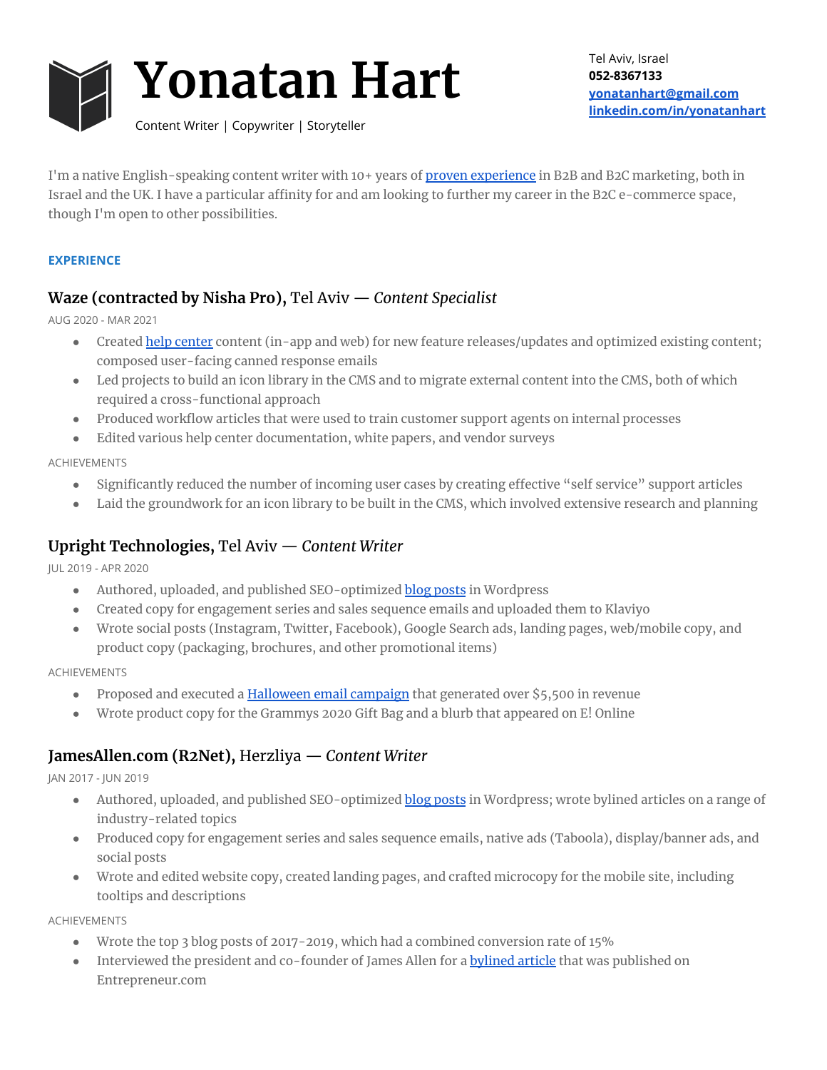# Yonatan Hart

Content Writer | Copywriter | Storyteller

Tel Aviv, Israel
**052-8367133**
**yonatanhart@gmail.com**
**linkedin.com/in/yonatanhart**

I'm a native English-speaking content writer with 10+ years of proven experience in B2B and B2C marketing, both in Israel and the UK. I have a particular affinity for and am looking to further my career in the B2C e-commerce space, though I'm open to other possibilities.

## EXPERIENCE

### **Waze (contracted by Nisha Pro),** Tel Aviv — *Content Specialist*

AUG 2020 - MAR 2021

- Created help center content (in-app and web) for new feature releases/updates and optimized existing content; composed user-facing canned response emails
- Led projects to build an icon library in the CMS and to migrate external content into the CMS, both of which required a cross-functional approach
- Produced workflow articles that were used to train customer support agents on internal processes
- Edited various help center documentation, white papers, and vendor surveys

ACHIEVEMENTS

- Significantly reduced the number of incoming user cases by creating effective "self service" support articles
- Laid the groundwork for an icon library to be built in the CMS, which involved extensive research and planning

### **Upright Technologies,** Tel Aviv — *Content Writer*

JUL 2019 - APR 2020

- Authored, uploaded, and published SEO-optimized blog posts in Wordpress
- Created copy for engagement series and sales sequence emails and uploaded them to Klaviyo
- Wrote social posts (Instagram, Twitter, Facebook), Google Search ads, landing pages, web/mobile copy, and product copy (packaging, brochures, and other promotional items)

ACHIEVEMENTS

- Proposed and executed a Halloween email campaign that generated over $5,500 in revenue
- Wrote product copy for the Grammys 2020 Gift Bag and a blurb that appeared on E! Online

### **JamesAllen.com (R2Net),** Herzliya — *Content Writer*

JAN 2017 - JUN 2019

- Authored, uploaded, and published SEO-optimized blog posts in Wordpress; wrote bylined articles on a range of industry-related topics
- Produced copy for engagement series and sales sequence emails, native ads (Taboola), display/banner ads, and social posts
- Wrote and edited website copy, created landing pages, and crafted microcopy for the mobile site, including tooltips and descriptions

ACHIEVEMENTS

- Wrote the top 3 blog posts of 2017-2019, which had a combined conversion rate of 15%
- Interviewed the president and co-founder of James Allen for a bylined article that was published on Entrepreneur.com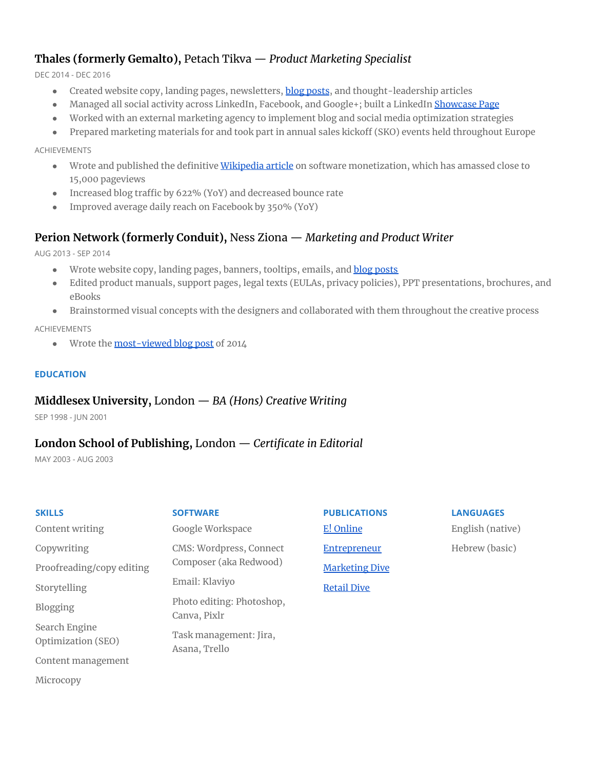### **Thales (formerly Gemalto),** Petach Tikva — *Product Marketing Specialist*

DEC 2014 - DEC 2016

- Created website copy, landing pages, newsletters, blog posts, and thought-leadership articles
- Managed all social activity across LinkedIn, Facebook, and Google+; built a LinkedIn Showcase Page
- Worked with an external marketing agency to implement blog and social media optimization strategies
- Prepared marketing materials for and took part in annual sales kickoff (SKO) events held throughout Europe

ACHIEVEMENTS

- Wrote and published the definitive Wikipedia article on software monetization, which has amassed close to 15,000 pageviews
- Increased blog traffic by 622% (YoY) and decreased bounce rate
- Improved average daily reach on Facebook by 350% (YoY)

### **Perion Network (formerly Conduit),** Ness Ziona — *Marketing and Product Writer*

AUG 2013 - SEP 2014

- Wrote website copy, landing pages, banners, tooltips, emails, and blog posts
- Edited product manuals, support pages, legal texts (EULAs, privacy policies), PPT presentations, brochures, and eBooks
- Brainstormed visual concepts with the designers and collaborated with them throughout the creative process

ACHIEVEMENTS

- Wrote the most-viewed blog post of 2014

## EDUCATION

### **Middlesex University,** London — *BA (Hons) Creative Writing*

SEP 1998 - JUN 2001

### **London School of Publishing,** London — *Certificate in Editorial*

MAY 2003 - AUG 2003

## SKILLS

Content writing

Copywriting

Proofreading/copy editing

Storytelling

Blogging

Search Engine Optimization (SEO)

Content management

Microcopy

## SOFTWARE

Google Workspace

CMS: Wordpress, Connect Composer (aka Redwood)

Email: Klaviyo

Photo editing: Photoshop, Canva, Pixlr

Task management: Jira, Asana, Trello

## PUBLICATIONS

E! Online

Entrepreneur

Marketing Dive

Retail Dive

## LANGUAGES

English (native)

Hebrew (basic)